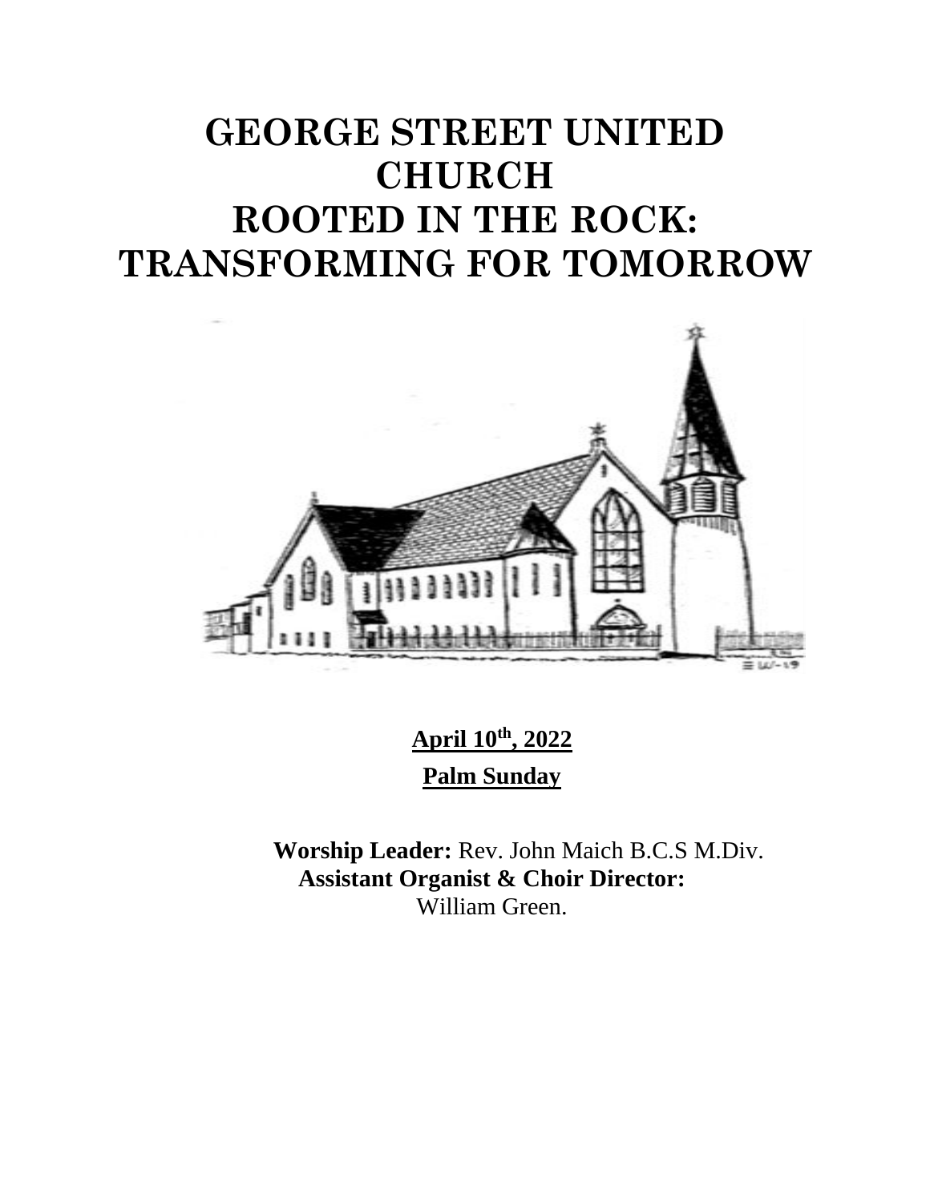# GEORGE STREET UNITED CHURCH
# ROOTED IN THE ROCK: TRANSFORMING FOR TOMORROW

**April 10th, 2022**

**Palm Sunday**

**Worship Leader:** Rev. John Maich B.C.S M.Div.
**Assistant Organist & Choir Director:** William Green.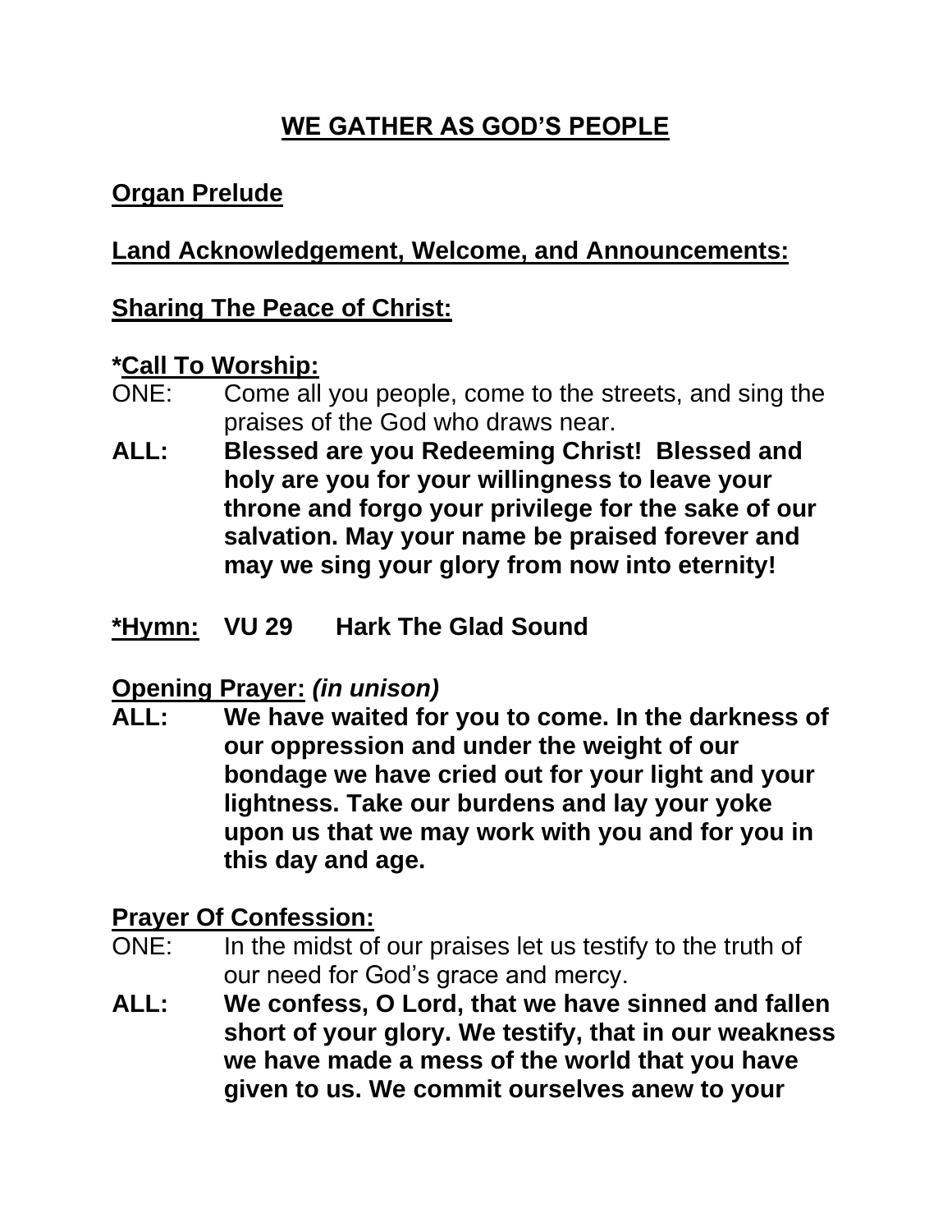# WE GATHER AS GOD'S PEOPLE

**Organ Prelude**

**Land Acknowledgement, Welcome, and Announcements:**

**Sharing The Peace of Christ:**

**\*Call To Worship:**

ONE: Come all you people, come to the streets, and sing the praises of the God who draws near.

**ALL: Blessed are you Redeeming Christ! Blessed and holy are you for your willingness to leave your throne and forgo your privilege for the sake of our salvation. May your name be praised forever and may we sing your glory from now into eternity!**

**\*Hymn: VU 29 Hark The Glad Sound**

**Opening Prayer:** ***(in unison)***

**ALL: We have waited for you to come. In the darkness of our oppression and under the weight of our bondage we have cried out for your light and your lightness. Take our burdens and lay your yoke upon us that we may work with you and for you in this day and age.**

**Prayer Of Confession:**

ONE: In the midst of our praises let us testify to the truth of our need for God's grace and mercy.

**ALL: We confess, O Lord, that we have sinned and fallen short of your glory. We testify, that in our weakness we have made a mess of the world that you have given to us. We commit ourselves anew to your**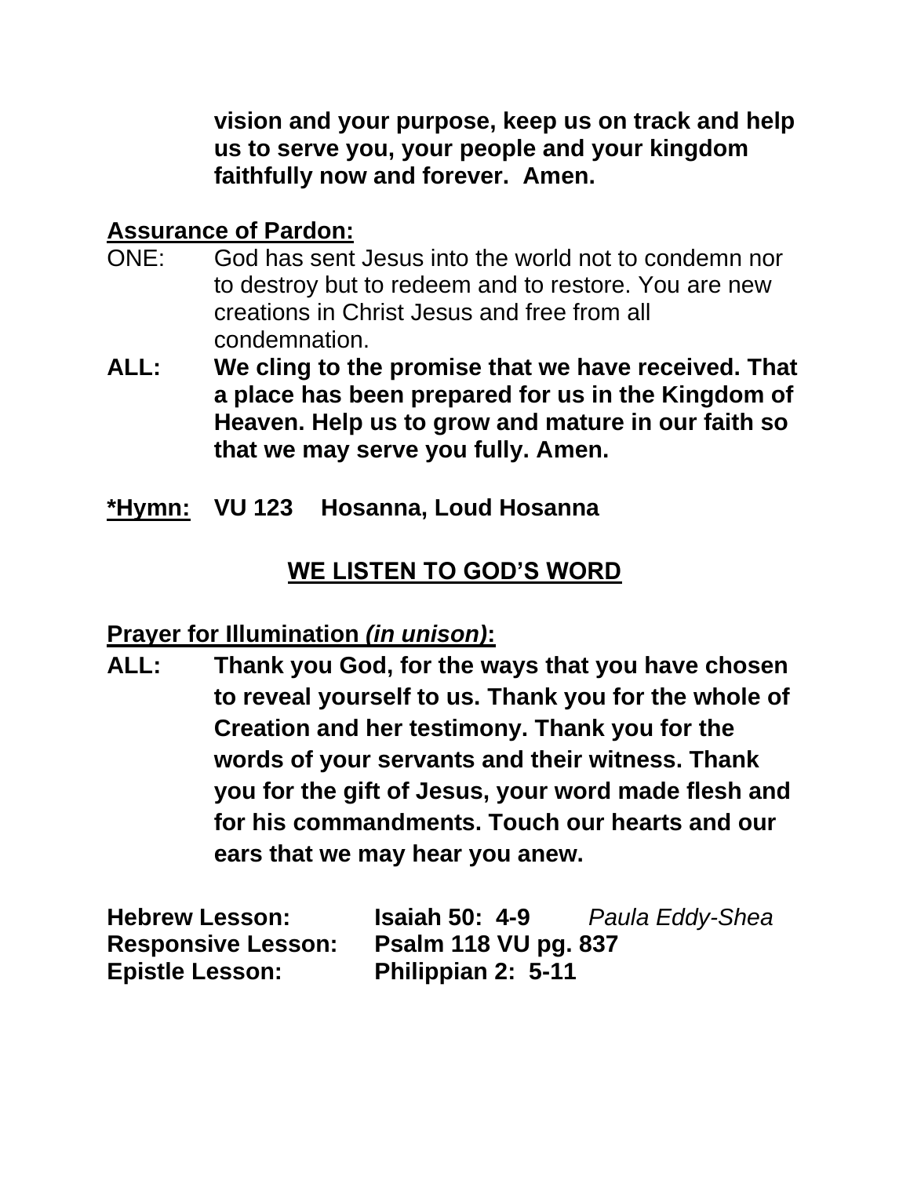**vision and your purpose, keep us on track and help us to serve you, your people and your kingdom faithfully now and forever. Amen.**

**Assurance of Pardon:**

ONE: God has sent Jesus into the world not to condemn nor to destroy but to redeem and to restore. You are new creations in Christ Jesus and free from all condemnation.

**ALL: We cling to the promise that we have received. That a place has been prepared for us in the Kingdom of Heaven. Help us to grow and mature in our faith so that we may serve you fully. Amen.**

**\*Hymn: VU 123 Hosanna, Loud Hosanna**

## WE LISTEN TO GOD'S WORD

**Prayer for Illumination *(in unison)*:**

**ALL: Thank you God, for the ways that you have chosen to reveal yourself to us. Thank you for the whole of Creation and her testimony. Thank you for the words of your servants and their witness. Thank you for the gift of Jesus, your word made flesh and for his commandments. Touch our hearts and our ears that we may hear you anew.**

**Hebrew Lesson:** **Isaiah 50: 4-9** *Paula Eddy-Shea*
**Responsive Lesson:** **Psalm 118 VU pg. 837**
**Epistle Lesson:** **Philippian 2: 5-11**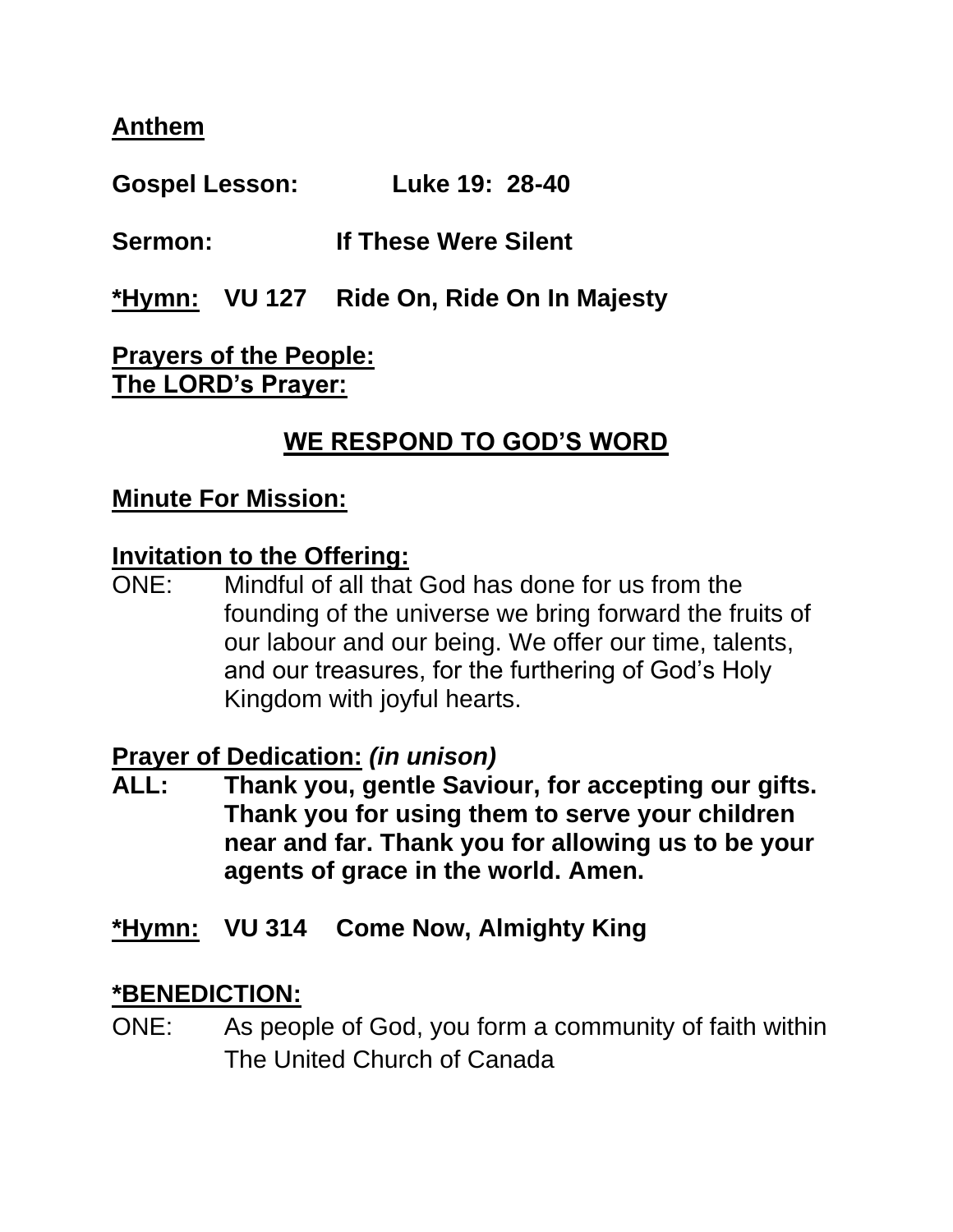**Anthem**

**Gospel Lesson:** **Luke 19: 28-40**

**Sermon:** **If These Were Silent**

***Hymn:** **VU 127 Ride On, Ride On In Majesty**

**Prayers of the People:**
**The LORD's Prayer:**

## WE RESPOND TO GOD'S WORD

**Minute For Mission:**

**Invitation to the Offering:**

ONE: Mindful of all that God has done for us from the founding of the universe we bring forward the fruits of our labour and our being. We offer our time, talents, and our treasures, for the furthering of God's Holy Kingdom with joyful hearts.

**Prayer of Dedication:** ***(in unison)***

**ALL: Thank you, gentle Saviour, for accepting our gifts. Thank you for using them to serve your children near and far. Thank you for allowing us to be your agents of grace in the world. Amen.**

***Hymn:** **VU 314 Come Now, Almighty King**

***BENEDICTION:**

ONE: As people of God, you form a community of faith within The United Church of Canada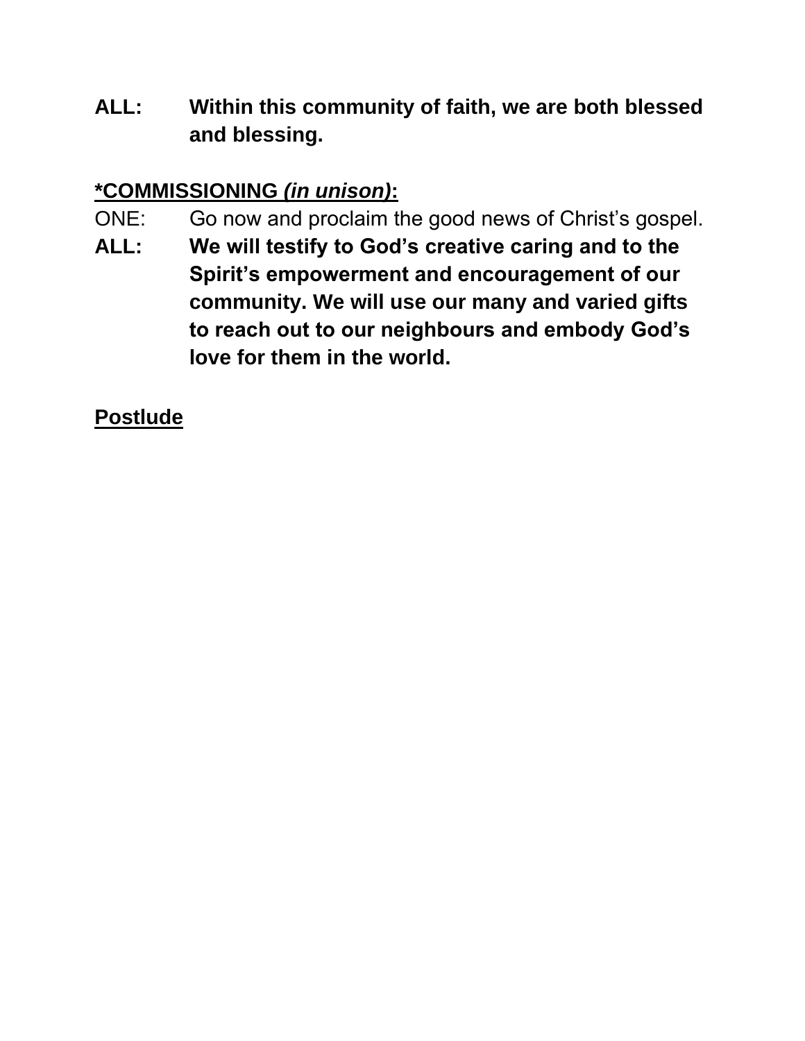**ALL: Within this community of faith, we are both blessed and blessing.**

**<u>*COMMISSIONING *(in unison)*:</u>**

ONE: Go now and proclaim the good news of Christ's gospel.

**ALL: We will testify to God's creative caring and to the Spirit's empowerment and encouragement of our community. We will use our many and varied gifts to reach out to our neighbours and embody God's love for them in the world.**

**<u>Postlude</u>**